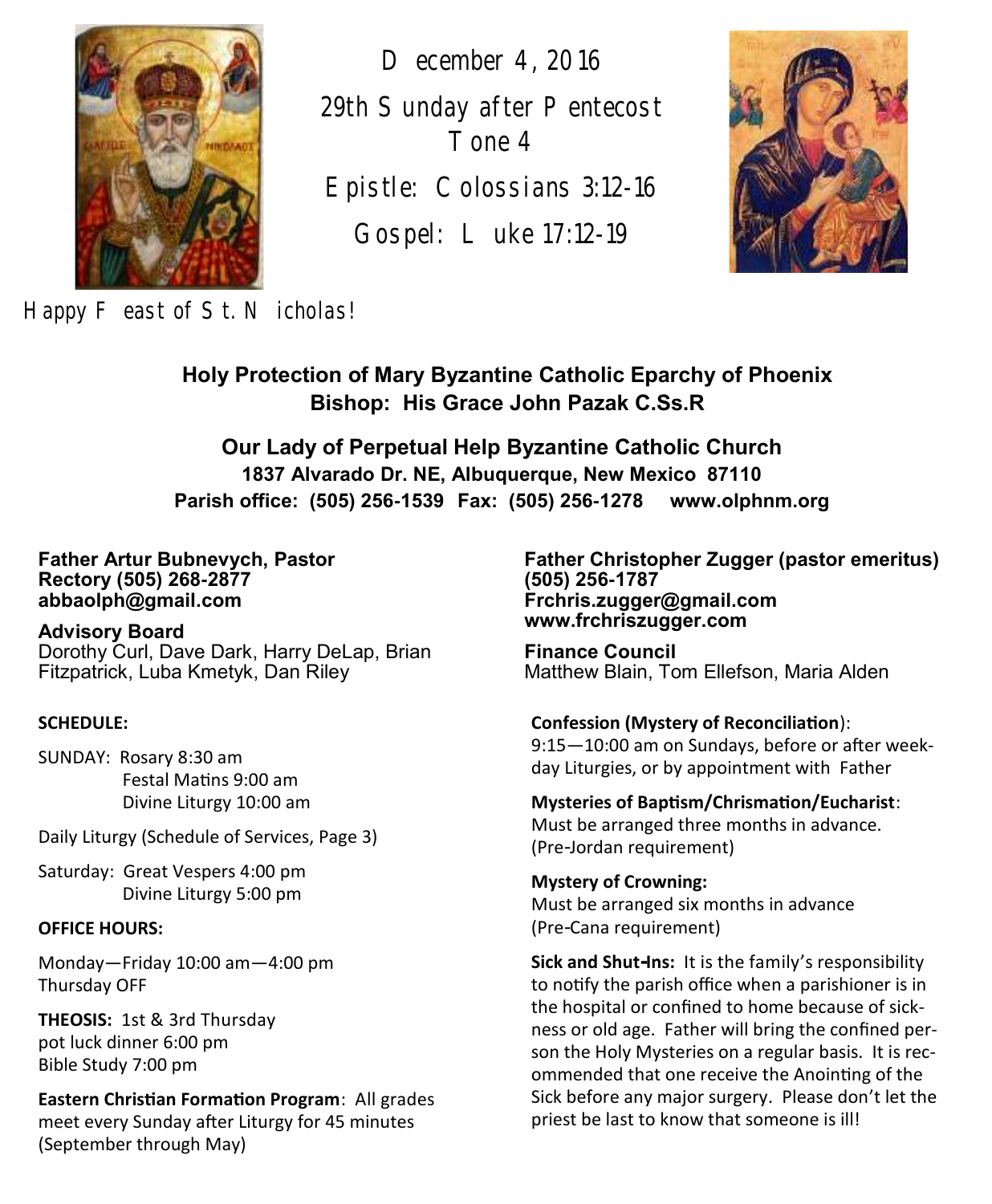December 4, 2016

29th Sunday after Pentecost
Tone 4

Epistle: Colossians 3:12-16

Gospel: Luke 17:12-19

Happy Feast of St. Nicholas!

**Holy Protection of Mary Byzantine Catholic Eparchy of Phoenix**
**Bishop: His Grace John Pazak C.Ss.R**

**Our Lady of Perpetual Help Byzantine Catholic Church**
**1837 Alvarado Dr. NE, Albuquerque, New Mexico 87110**
**Parish office: (505) 256-1539 Fax: (505) 256-1278 www.olphnm.org**

**Father Artur Bubnevych, Pastor**
**Rectory (505) 268-2877**
**abbaolph@gmail.com**

**Advisory Board**
Dorothy Curl, Dave Dark, Harry DeLap, Brian Fitzpatrick, Luba Kmetyk, Dan Riley

**SCHEDULE:**

SUNDAY: Rosary 8:30 am
Festal Matins 9:00 am
Divine Liturgy 10:00 am

Daily Liturgy (Schedule of Services, Page 3)

Saturday: Great Vespers 4:00 pm
Divine Liturgy 5:00 pm

**OFFICE HOURS:**

Monday—Friday 10:00 am—4:00 pm
Thursday OFF

**THEOSIS:** 1st & 3rd Thursday
pot luck dinner 6:00 pm
Bible Study 7:00 pm

**Eastern Christian Formation Program**: All grades meet every Sunday after Liturgy for 45 minutes (September through May)

**Father Christopher Zugger (pastor emeritus)**
**(505) 256-1787**
**Frchris.zugger@gmail.com**
**www.frchriszugger.com**

**Finance Council**
Matthew Blain, Tom Ellefson, Maria Alden

**Confession (Mystery of Reconciliation)**:
9:15—10:00 am on Sundays, before or after weekday Liturgies, or by appointment with Father

**Mysteries of Baptism/Chrismation/Eucharist**:
Must be arranged three months in advance.
(Pre-Jordan requirement)

**Mystery of Crowning:**
Must be arranged six months in advance
(Pre-Cana requirement)

**Sick and Shut-Ins:** It is the family's responsibility to notify the parish office when a parishioner is in the hospital or confined to home because of sickness or old age. Father will bring the confined person the Holy Mysteries on a regular basis. It is recommended that one receive the Anointing of the Sick before any major surgery. Please don't let the priest be last to know that someone is ill!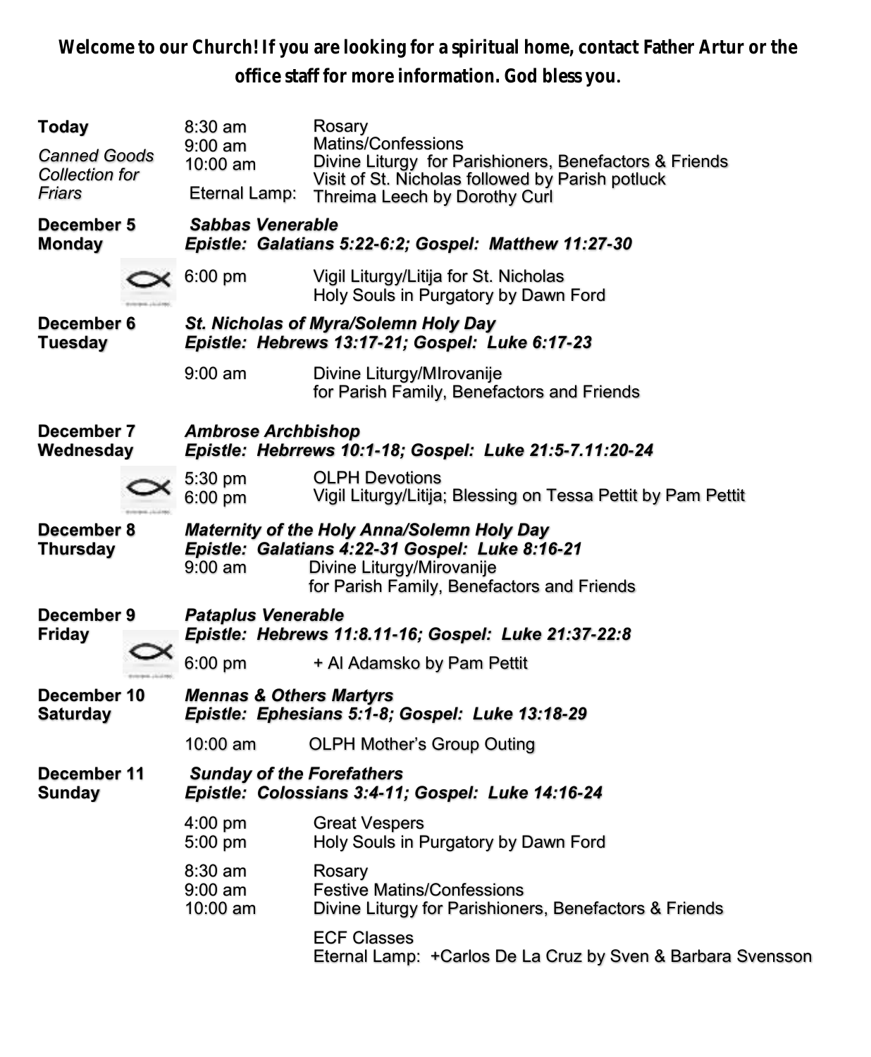**Welcome to our Church! If you are looking for a spiritual home, contact Father Artur or the office staff for more information. God bless you.**

**Today**

*Canned Goods Collection for Friars*

8:30 am — Rosary
9:00 am — Matins/Confessions
10:00 am — Divine Liturgy for Parishioners, Benefactors & Friends
Visit of St. Nicholas followed by Parish potluck
Eternal Lamp: Threima Leech by Dorothy Curl

**December 5 Monday** — ***Sabbas Venerable***
***Epistle: Galatians 5:22-6:2; Gospel: Matthew 11:27-30***

6:00 pm — Vigil Liturgy/Litija for St. Nicholas
Holy Souls in Purgatory by Dawn Ford

**December 6 Tuesday** — ***St. Nicholas of Myra/Solemn Holy Day***
***Epistle: Hebrews 13:17-21; Gospel: Luke 6:17-23***

9:00 am — Divine Liturgy/MIrovanije
for Parish Family, Benefactors and Friends

**December 7 Wednesday** — ***Ambrose Archbishop***
***Epistle: Hebrrews 10:1-18; Gospel: Luke 21:5-7.11:20-24***

5:30 pm — OLPH Devotions
6:00 pm — Vigil Liturgy/Litija; Blessing on Tessa Pettit by Pam Pettit

**December 8 Thursday** — ***Maternity of the Holy Anna/Solemn Holy Day***
***Epistle: Galatians 4:22-31 Gospel: Luke 8:16-21***

9:00 am — Divine Liturgy/Mirovanije
for Parish Family, Benefactors and Friends

**December 9 Friday** — ***Pataplus Venerable***
***Epistle: Hebrews 11:8.11-16; Gospel: Luke 21:37-22:8***

6:00 pm — + Al Adamsko by Pam Pettit

**December 10 Saturday** — ***Mennas & Others Martyrs***
***Epistle: Ephesians 5:1-8; Gospel: Luke 13:18-29***

10:00 am — OLPH Mother's Group Outing

**December 11 Sunday** — ***Sunday of the Forefathers***
***Epistle: Colossians 3:4-11; Gospel: Luke 14:16-24***

4:00 pm — Great Vespers
5:00 pm — Holy Souls in Purgatory by Dawn Ford

8:30 am — Rosary
9:00 am — Festive Matins/Confessions
10:00 am — Divine Liturgy for Parishioners, Benefactors & Friends

ECF Classes
Eternal Lamp: +Carlos De La Cruz by Sven & Barbara Svensson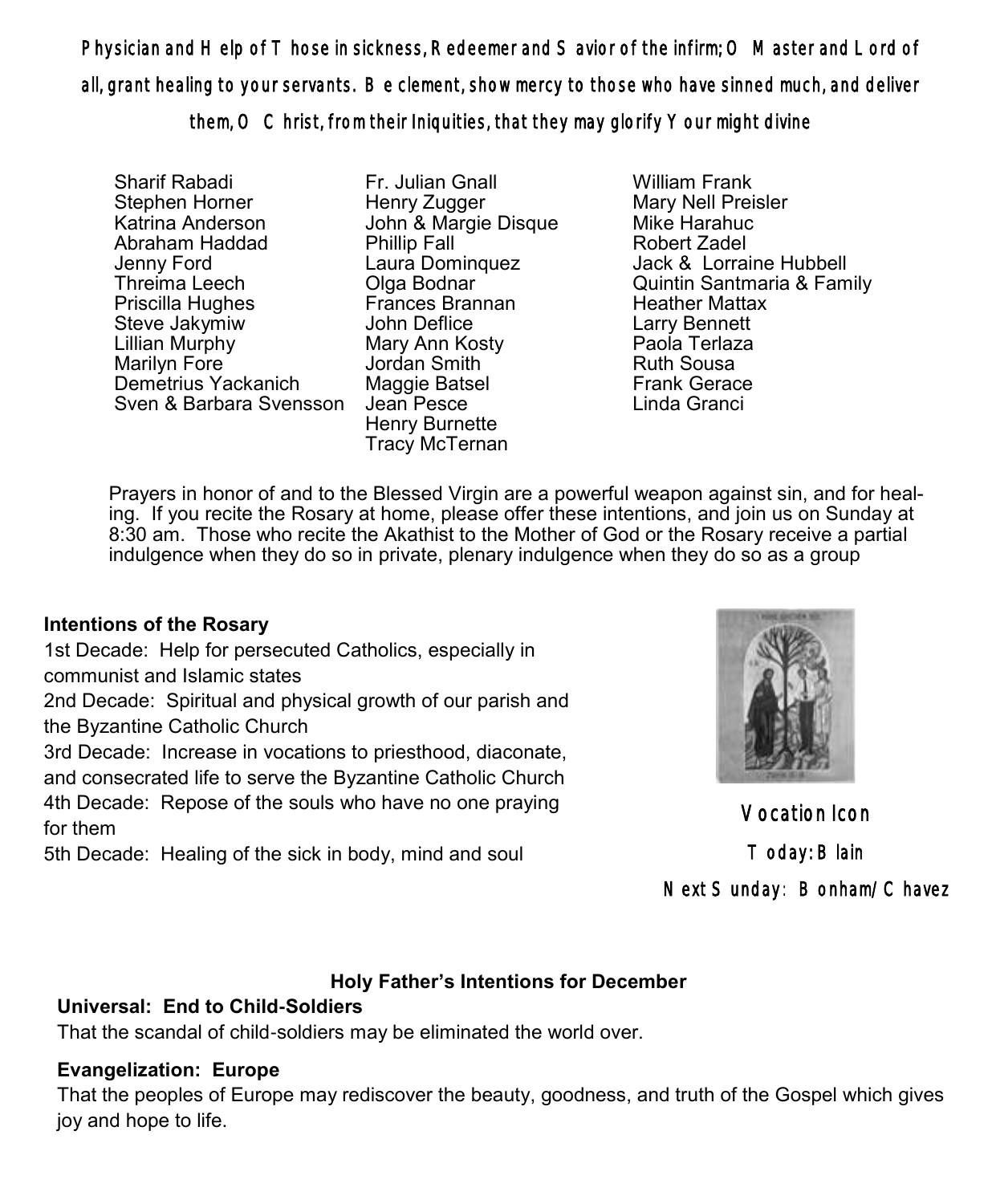**Physician and Help of Those in sickness, Redeemer and Savior of the infirm; O Master and Lord of all, grant healing to your servants. Be clement, show mercy to those who have sinned much, and deliver them, O Christ, from their Iniquities, that they may glorify Your might divine**

Sharif Rabadi
Stephen Horner
Katrina Anderson
Abraham Haddad
Jenny Ford
Threima Leech
Priscilla Hughes
Steve Jakymiw
Lillian Murphy
Marilyn Fore
Demetrius Yackanich
Sven & Barbara Svensson

Fr. Julian Gnall
Henry Zugger
John & Margie Disque
Phillip Fall
Laura Dominquez
Olga Bodnar
Frances Brannan
John Deflice
Mary Ann Kosty
Jordan Smith
Maggie Batsel
Jean Pesce
Henry Burnette
Tracy McTernan

William Frank
Mary Nell Preisler
Mike Harahuc
Robert Zadel
Jack & Lorraine Hubbell
Quintin Santmaria & Family
Heather Mattax
Larry Bennett
Paola Terlaza
Ruth Sousa
Frank Gerace
Linda Granci

Prayers in honor of and to the Blessed Virgin are a powerful weapon against sin, and for healing. If you recite the Rosary at home, please offer these intentions, and join us on Sunday at 8:30 am. Those who recite the Akathist to the Mother of God or the Rosary receive a partial indulgence when they do so in private, plenary indulgence when they do so as a group

**Intentions of the Rosary**

1st Decade: Help for persecuted Catholics, especially in communist and Islamic states
2nd Decade: Spiritual and physical growth of our parish and the Byzantine Catholic Church
3rd Decade: Increase in vocations to priesthood, diaconate, and consecrated life to serve the Byzantine Catholic Church
4th Decade: Repose of the souls who have no one praying for them
5th Decade: Healing of the sick in body, mind and soul

**Vocation Icon**
**Today: Blain**
**Next Sunday: Bonham/Chavez**

### Holy Father's Intentions for December

**Universal: End to Child-Soldiers**
That the scandal of child-soldiers may be eliminated the world over.

**Evangelization: Europe**
That the peoples of Europe may rediscover the beauty, goodness, and truth of the Gospel which gives joy and hope to life.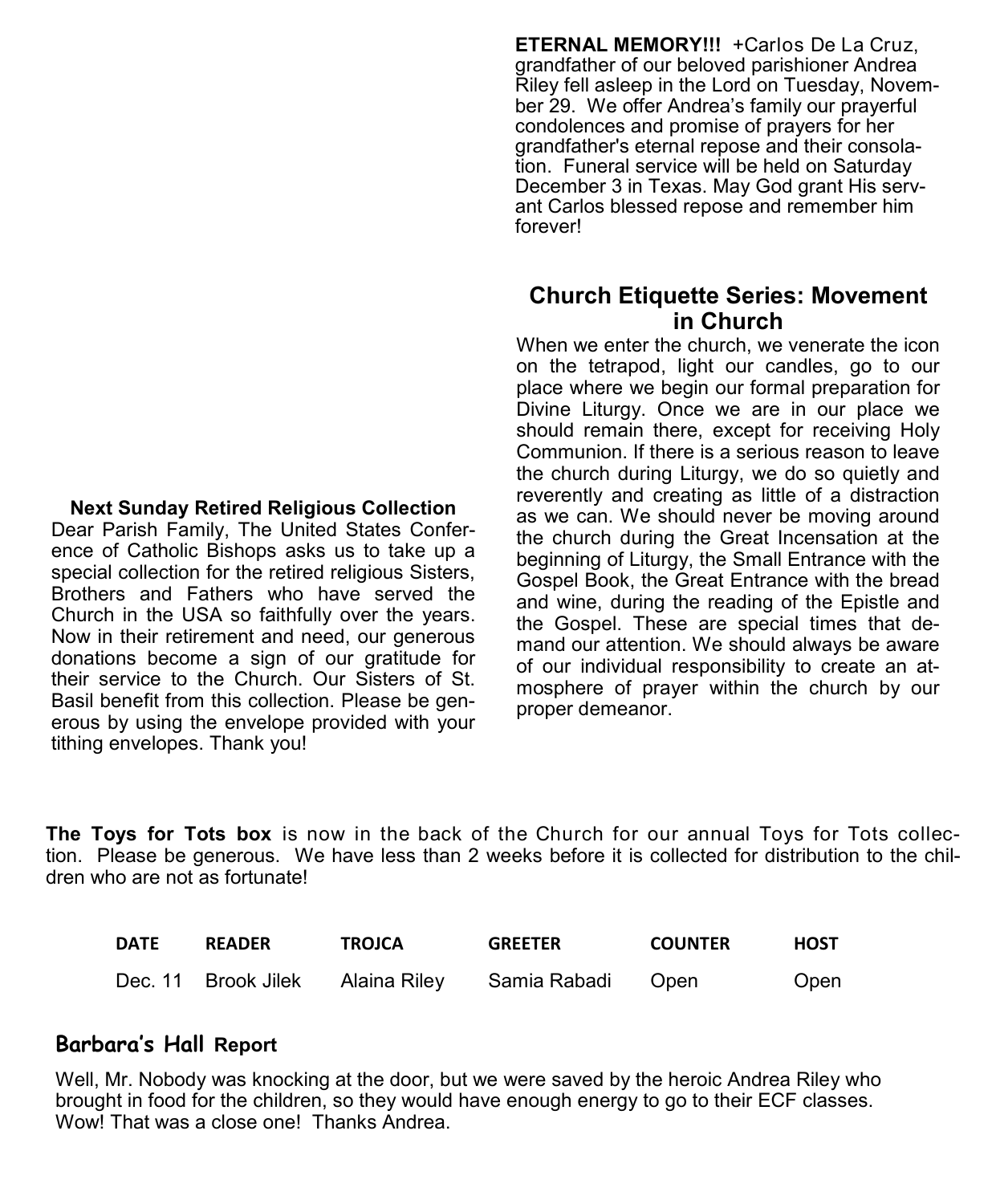**ETERNAL MEMORY!!!** +Carlos De La Cruz, grandfather of our beloved parishioner Andrea Riley fell asleep in the Lord on Tuesday, November 29. We offer Andrea's family our prayerful condolences and promise of prayers for her grandfather's eternal repose and their consolation. Funeral service will be held on Saturday December 3 in Texas. May God grant His servant Carlos blessed repose and remember him forever!

## Church Etiquette Series: Movement in Church

When we enter the church, we venerate the icon on the tetrapod, light our candles, go to our place where we begin our formal preparation for Divine Liturgy. Once we are in our place we should remain there, except for receiving Holy Communion. If there is a serious reason to leave the church during Liturgy, we do so quietly and reverently and creating as little of a distraction as we can. We should never be moving around the church during the Great Incensation at the beginning of Liturgy, the Small Entrance with the Gospel Book, the Great Entrance with the bread and wine, during the reading of the Epistle and the Gospel. These are special times that demand our attention. We should always be aware of our individual responsibility to create an atmosphere of prayer within the church by our proper demeanor.

### Next Sunday Retired Religious Collection

Dear Parish Family, The United States Conference of Catholic Bishops asks us to take up a special collection for the retired religious Sisters, Brothers and Fathers who have served the Church in the USA so faithfully over the years. Now in their retirement and need, our generous donations become a sign of our gratitude for their service to the Church. Our Sisters of St. Basil benefit from this collection. Please be generous by using the envelope provided with your tithing envelopes. Thank you!

**The Toys for Tots box** is now in the back of the Church for our annual Toys for Tots collection. Please be generous. We have less than 2 weeks before it is collected for distribution to the children who are not as fortunate!

| DATE | READER | TROJCA | GREETER | COUNTER | HOST |
|---|---|---|---|---|---|
| Dec. 11 | Brook Jilek | Alaina Riley | Samia Rabadi | Open | Open |

### Barbara's Hall Report

Well, Mr. Nobody was knocking at the door, but we were saved by the heroic Andrea Riley who brought in food for the children, so they would have enough energy to go to their ECF classes. Wow! That was a close one! Thanks Andrea.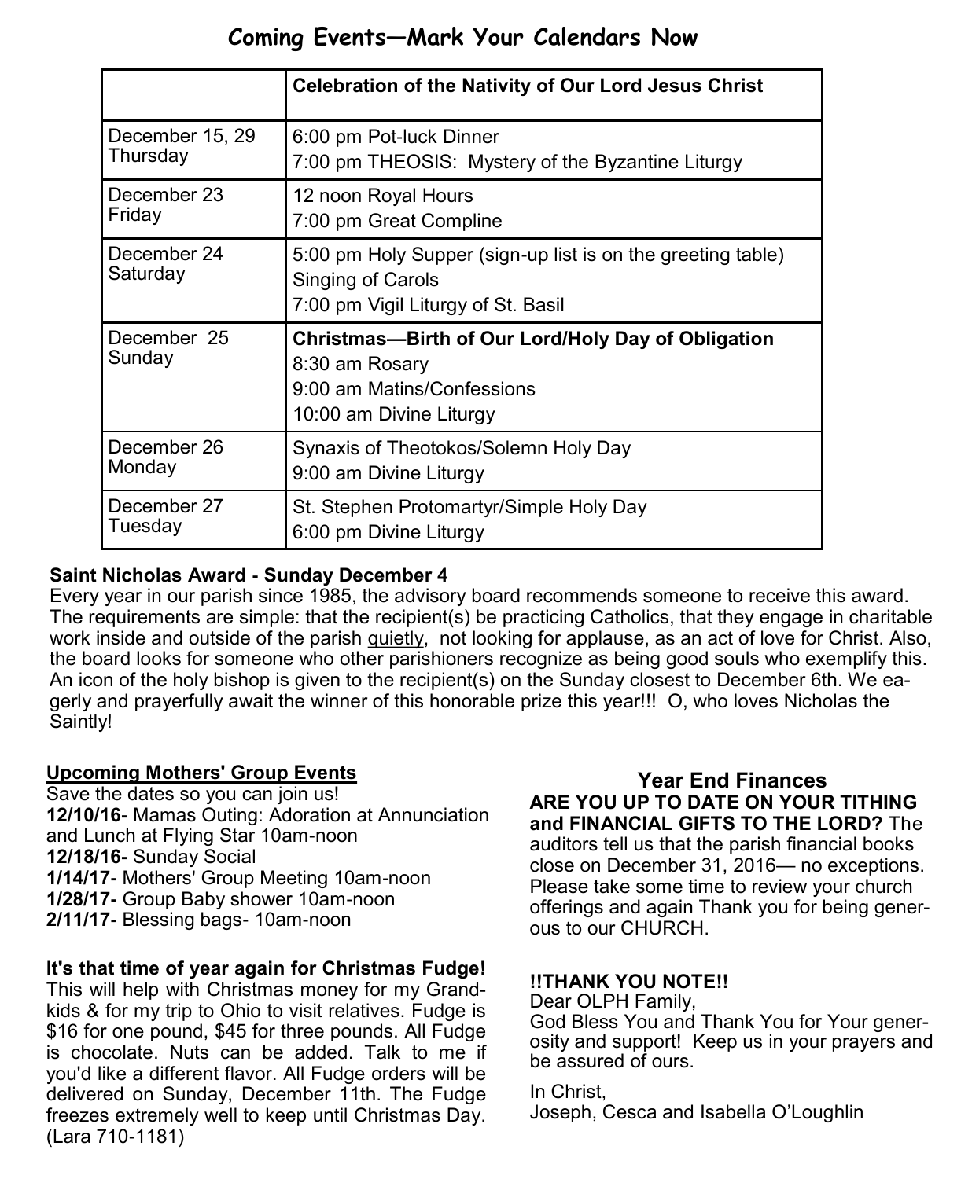# Coming Events—Mark Your Calendars Now

| | **Celebration of the Nativity of Our Lord Jesus Christ** |
|---|---|
| December 15, 29 Thursday | 6:00 pm Pot-luck Dinner<br>7:00 pm THEOSIS: Mystery of the Byzantine Liturgy |
| December 23 Friday | 12 noon Royal Hours<br>7:00 pm Great Compline |
| December 24 Saturday | 5:00 pm Holy Supper (sign-up list is on the greeting table)<br>Singing of Carols<br>7:00 pm Vigil Liturgy of St. Basil |
| December 25 Sunday | **Christmas—Birth of Our Lord/Holy Day of Obligation**<br>8:30 am Rosary<br>9:00 am Matins/Confessions<br>10:00 am Divine Liturgy |
| December 26 Monday | Synaxis of Theotokos/Solemn Holy Day<br>9:00 am Divine Liturgy |
| December 27 Tuesday | St. Stephen Protomartyr/Simple Holy Day<br>6:00 pm Divine Liturgy |

**Saint Nicholas Award - Sunday December 4**

Every year in our parish since 1985, the advisory board recommends someone to receive this award. The requirements are simple: that the recipient(s) be practicing Catholics, that they engage in charitable work inside and outside of the parish quietly, not looking for applause, as an act of love for Christ. Also, the board looks for someone who other parishioners recognize as being good souls who exemplify this. An icon of the holy bishop is given to the recipient(s) on the Sunday closest to December 6th. We eagerly and prayerfully await the winner of this honorable prize this year!!! O, who loves Nicholas the Saintly!

**Upcoming Mothers' Group Events**

Save the dates so you can join us!

**12/10/16-** Mamas Outing: Adoration at Annunciation and Lunch at Flying Star 10am-noon
**12/18/16-** Sunday Social
**1/14/17-** Mothers' Group Meeting 10am-noon
**1/28/17-** Group Baby shower 10am-noon
**2/11/17-** Blessing bags- 10am-noon

**It's that time of year again for Christmas Fudge!**

This will help with Christmas money for my Grandkids & for my trip to Ohio to visit relatives. Fudge is $16 for one pound, $45 for three pounds. All Fudge is chocolate. Nuts can be added. Talk to me if you'd like a different flavor. All Fudge orders will be delivered on Sunday, December 11th. The Fudge freezes extremely well to keep until Christmas Day. (Lara 710-1181)

## Year End Finances

**ARE YOU UP TO DATE ON YOUR TITHING and FINANCIAL GIFTS TO THE LORD?** The auditors tell us that the parish financial books close on December 31, 2016— no exceptions. Please take some time to review your church offerings and again Thank you for being generous to our CHURCH.

**!!THANK YOU NOTE!!**

Dear OLPH Family,
God Bless You and Thank You for Your generosity and support! Keep us in your prayers and be assured of ours.

In Christ,
Joseph, Cesca and Isabella O'Loughlin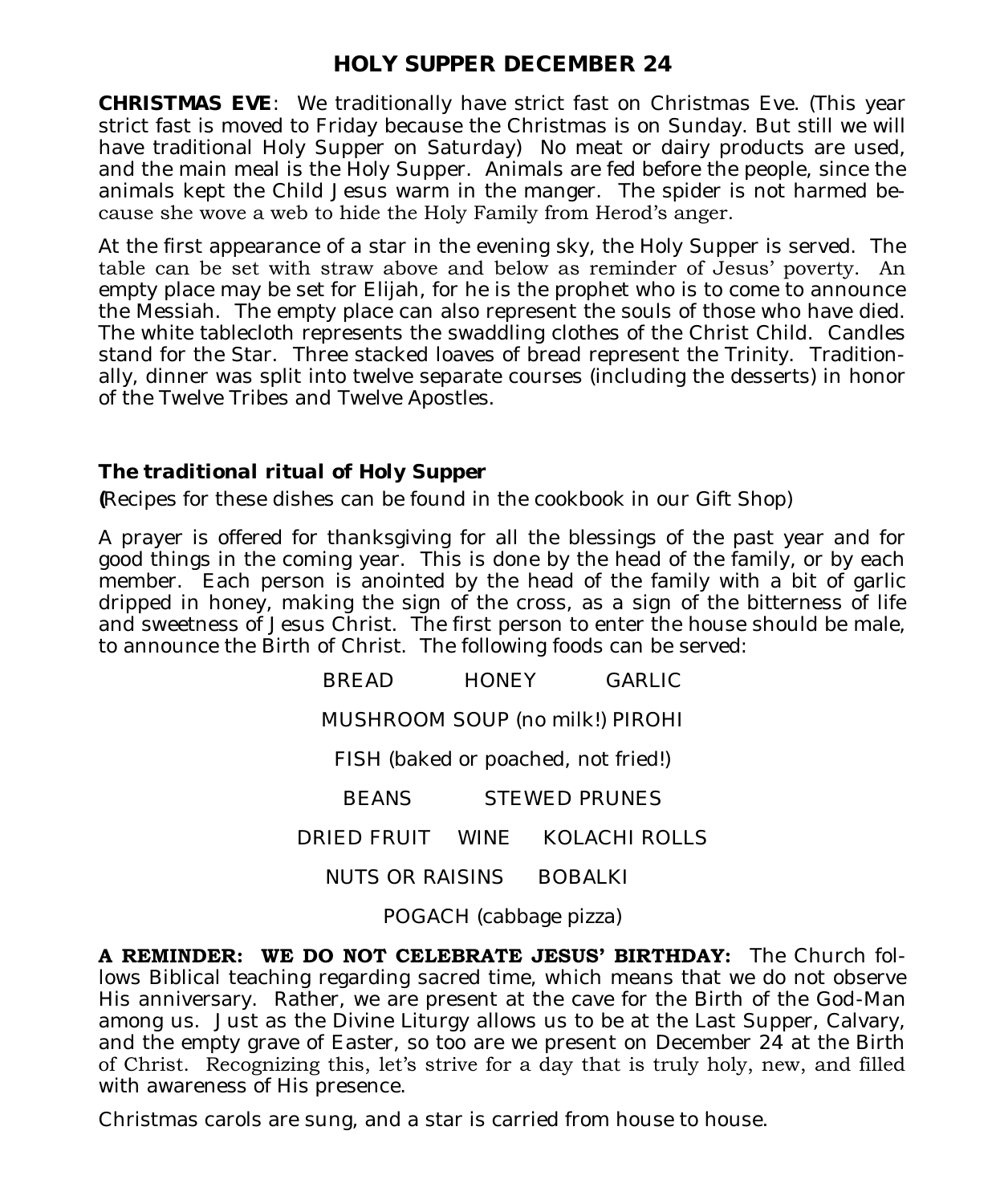# HOLY SUPPER DECEMBER 24

**CHRISTMAS EVE**: We traditionally have strict fast on Christmas Eve. (This year strict fast is moved to Friday because the Christmas is on Sunday. But still we will have traditional Holy Supper on Saturday) No meat or dairy products are used, and the main meal is the Holy Supper. Animals are fed before the people, since the animals kept the Child Jesus warm in the manger. The spider is not harmed because she wove a web to hide the Holy Family from Herod's anger.

At the first appearance of a star in the evening sky, the Holy Supper is served. The table can be set with straw above and below as reminder of Jesus' poverty. An empty place may be set for Elijah, for he is the prophet who is to come to announce the Messiah. The empty place can also represent the souls of those who have died. The white tablecloth represents the swaddling clothes of the Christ Child. Candles stand for the Star. Three stacked loaves of bread represent the Trinity. Traditionally, dinner was split into twelve separate courses (including the desserts) in honor of the Twelve Tribes and Twelve Apostles.

## The traditional ritual of Holy Supper

(Recipes for these dishes can be found in the cookbook in our Gift Shop)

A prayer is offered for thanksgiving for all the blessings of the past year and for good things in the coming year. This is done by the head of the family, or by each member. Each person is anointed by the head of the family with a bit of garlic dripped in honey, making the sign of the cross, as a sign of the bitterness of life and sweetness of Jesus Christ. The first person to enter the house should be male, to announce the Birth of Christ. The following foods can be served:

BREAD HONEY GARLIC

MUSHROOM SOUP (no milk!) PIROHI

FISH (baked or poached, not fried!)

BEANS STEWED PRUNES

DRIED FRUIT WINE KOLACHI ROLLS

NUTS OR RAISINS BOBALKI

POGACH (cabbage pizza)

**A REMINDER: WE DO NOT CELEBRATE JESUS' BIRTHDAY:** The Church follows Biblical teaching regarding sacred time, which means that we do not observe His anniversary. Rather, we are present at the cave for the Birth of the God-Man among us. Just as the Divine Liturgy allows us to be at the Last Supper, Calvary, and the empty grave of Easter, so too are we present on December 24 at the Birth of Christ. Recognizing this, let's strive for a day that is truly holy, new, and filled with awareness of His presence.

Christmas carols are sung, and a star is carried from house to house.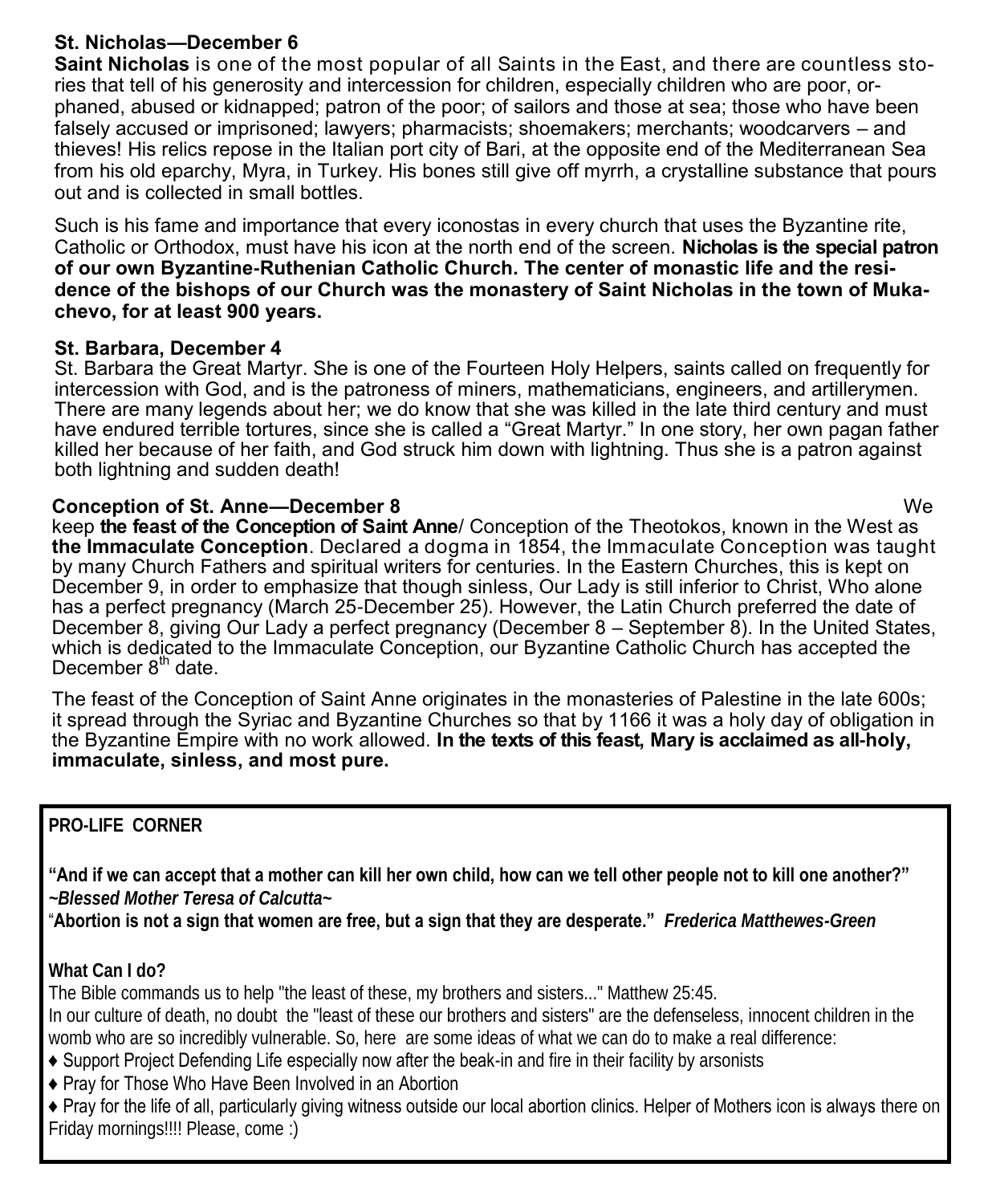### St. Nicholas—December 6

**Saint Nicholas** is one of the most popular of all Saints in the East, and there are countless stories that tell of his generosity and intercession for children, especially children who are poor, orphaned, abused or kidnapped; patron of the poor; of sailors and those at sea; those who have been falsely accused or imprisoned; lawyers; pharmacists; shoemakers; merchants; woodcarvers – and thieves! His relics repose in the Italian port city of Bari, at the opposite end of the Mediterranean Sea from his old eparchy, Myra, in Turkey. His bones still give off myrrh, a crystalline substance that pours out and is collected in small bottles.

Such is his fame and importance that every iconostas in every church that uses the Byzantine rite, Catholic or Orthodox, must have his icon at the north end of the screen. **Nicholas is the special patron of our own Byzantine-Ruthenian Catholic Church. The center of monastic life and the residence of the bishops of our Church was the monastery of Saint Nicholas in the town of Mukachevo, for at least 900 years.**

### St. Barbara, December 4

St. Barbara the Great Martyr. She is one of the Fourteen Holy Helpers, saints called on frequently for intercession with God, and is the patroness of miners, mathematicians, engineers, and artillerymen. There are many legends about her; we do know that she was killed in the late third century and must have endured terrible tortures, since she is called a "Great Martyr." In one story, her own pagan father killed her because of her faith, and God struck him down with lightning. Thus she is a patron against both lightning and sudden death!

### Conception of St. Anne—December 8

We keep **the feast of the Conception of Saint Anne**/ Conception of the Theotokos, known in the West as **the Immaculate Conception**. Declared a dogma in 1854, the Immaculate Conception was taught by many Church Fathers and spiritual writers for centuries. In the Eastern Churches, this is kept on December 9, in order to emphasize that though sinless, Our Lady is still inferior to Christ, Who alone has a perfect pregnancy (March 25-December 25). However, the Latin Church preferred the date of December 8, giving Our Lady a perfect pregnancy (December 8 – September 8). In the United States, which is dedicated to the Immaculate Conception, our Byzantine Catholic Church has accepted the December 8th date.

The feast of the Conception of Saint Anne originates in the monasteries of Palestine in the late 600s; it spread through the Syriac and Byzantine Churches so that by 1166 it was a holy day of obligation in the Byzantine Empire with no work allowed. **In the texts of this feast, Mary is acclaimed as all-holy, immaculate, sinless, and most pure.**

---

**PRO-LIFE CORNER**

**"And if we can accept that a mother can kill her own child, how can we tell other people not to kill one another?"**
***~Blessed Mother Teresa of Calcutta~***

"**Abortion is not a sign that women are free, but a sign that they are desperate."** ***Frederica Matthewes-Green***

**What Can I do?**

The Bible commands us to help "the least of these, my brothers and sisters..." Matthew 25:45.

In our culture of death, no doubt the "least of these our brothers and sisters" are the defenseless, innocent children in the womb who are so incredibly vulnerable. So, here are some ideas of what we can do to make a real difference:

- Support Project Defending Life especially now after the beak-in and fire in their facility by arsonists
- Pray for Those Who Have Been Involved in an Abortion
- Pray for the life of all, particularly giving witness outside our local abortion clinics. Helper of Mothers icon is always there on Friday mornings!!!! Please, come :)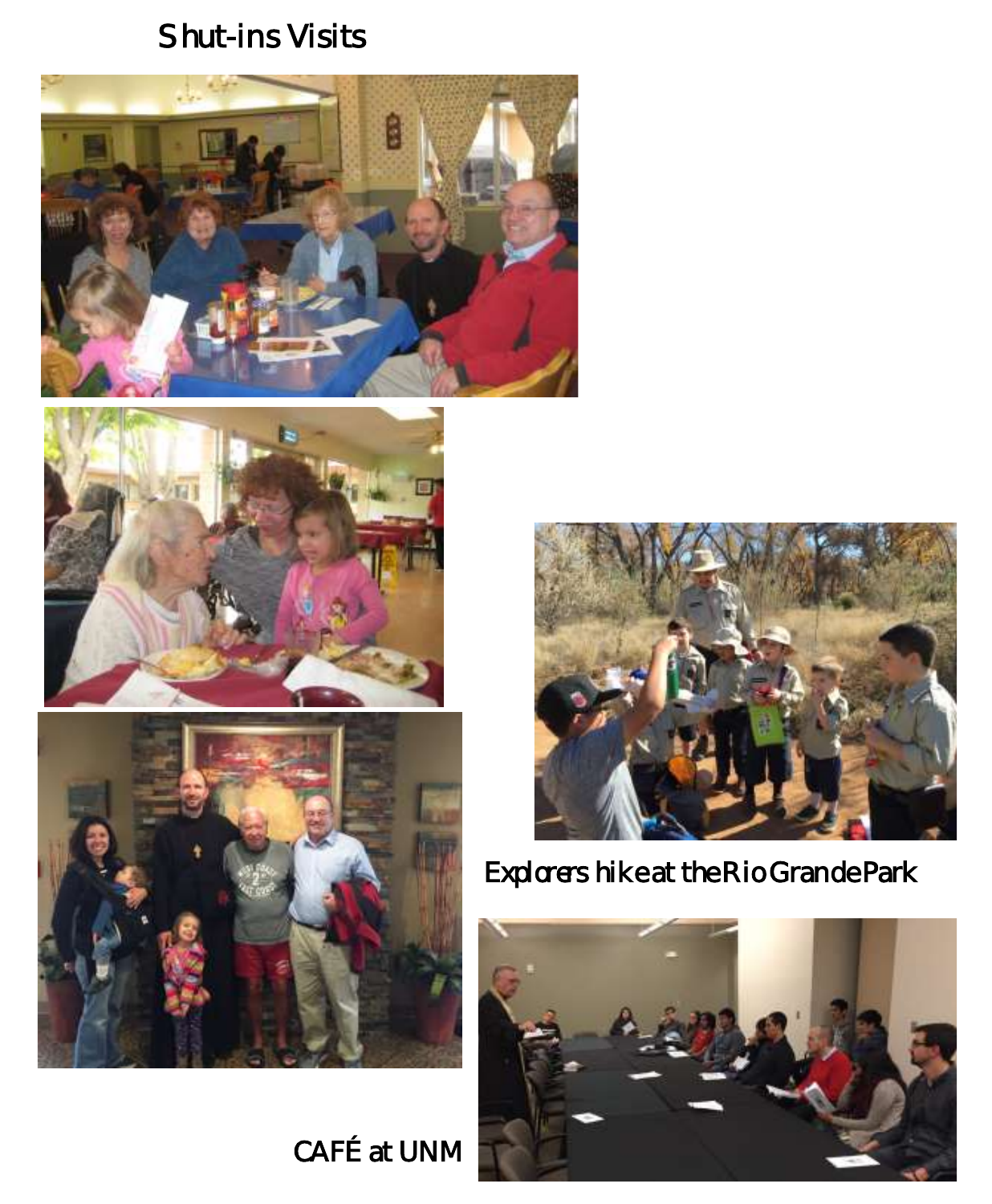Shut-ins Visits

Explorers hike at the Rio Grande Park

CAFÉ at UNM